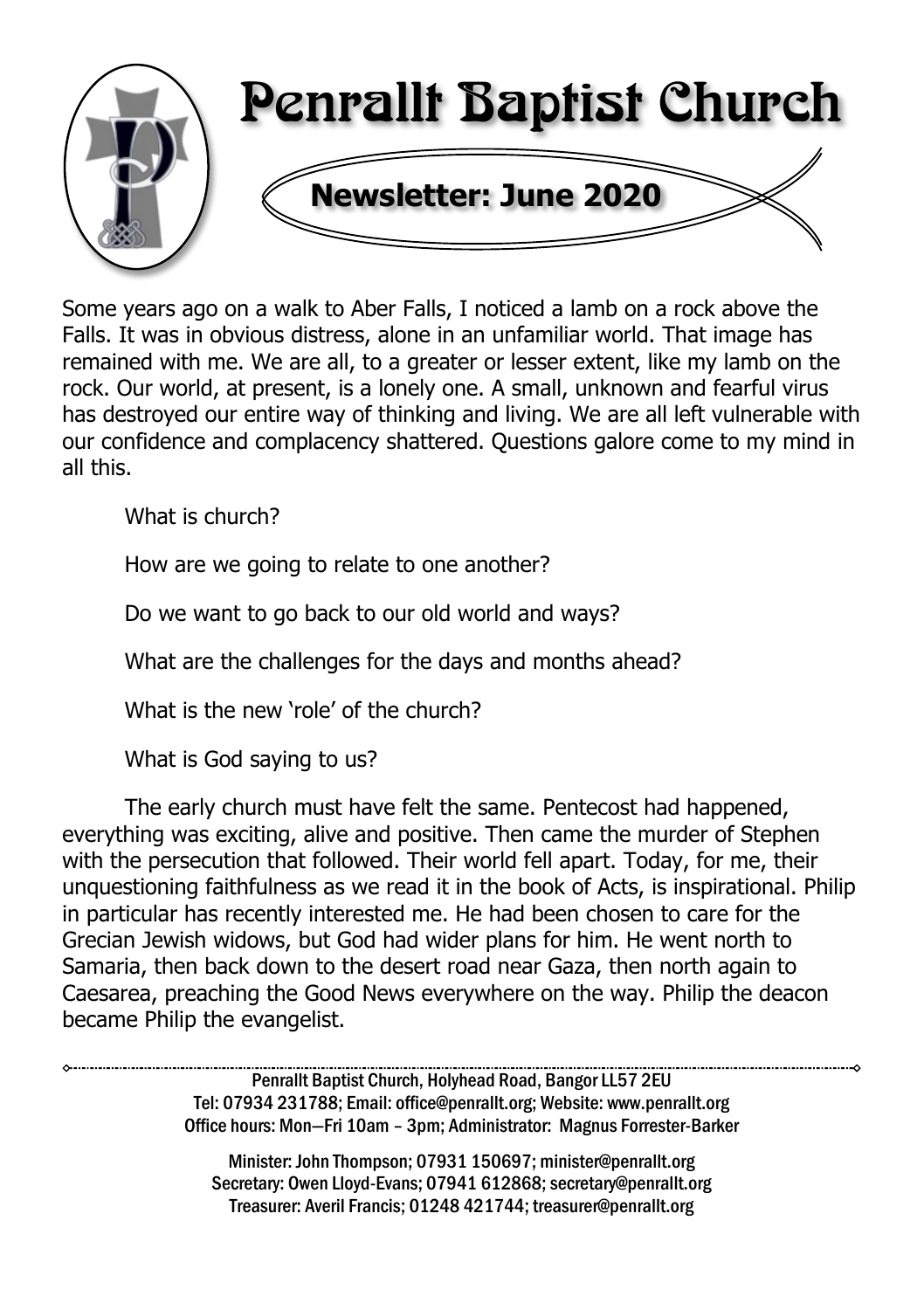# Penrallt Baptist Church

## Newsletter: June 2020

Some years ago on a walk to Aber Falls, I noticed a lamb on a rock above the Falls. It was in obvious distress, alone in an unfamiliar world. That image has remained with me. We are all, to a greater or lesser extent, like my lamb on the rock. Our world, at present, is a lonely one. A small, unknown and fearful virus has destroyed our entire way of thinking and living. We are all left vulnerable with our confidence and complacency shattered. Questions galore come to my mind in all this.

What is church?

How are we going to relate to one another?

Do we want to go back to our old world and ways?

What are the challenges for the days and months ahead?

What is the new 'role' of the church?

What is God saying to us?

The early church must have felt the same. Pentecost had happened, everything was exciting, alive and positive. Then came the murder of Stephen with the persecution that followed. Their world fell apart. Today, for me, their unquestioning faithfulness as we read it in the book of Acts, is inspirational. Philip in particular has recently interested me. He had been chosen to care for the Grecian Jewish widows, but God had wider plans for him. He went north to Samaria, then back down to the desert road near Gaza, then north again to Caesarea, preaching the Good News everywhere on the way. Philip the deacon became Philip the evangelist.

---

Penrallt Baptist Church, Holyhead Road, Bangor LL57 2EU
Tel: 07934 231788; Email: office@penrallt.org; Website: www.penrallt.org
Office hours: Mon—Fri 10am – 3pm; Administrator: Magnus Forrester-Barker

Minister: John Thompson; 07931 150697; minister@penrallt.org
Secretary: Owen Lloyd-Evans; 07941 612868; secretary@penrallt.org
Treasurer: Averil Francis; 01248 421744; treasurer@penrallt.org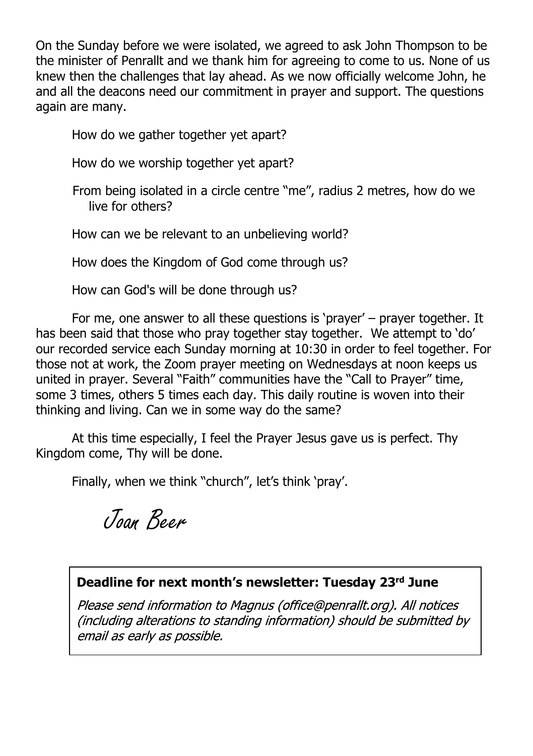On the Sunday before we were isolated, we agreed to ask John Thompson to be the minister of Penrallt and we thank him for agreeing to come to us. None of us knew then the challenges that lay ahead. As we now officially welcome John, he and all the deacons need our commitment in prayer and support. The questions again are many.

How do we gather together yet apart?

How do we worship together yet apart?

From being isolated in a circle centre "me", radius 2 metres, how do we live for others?

How can we be relevant to an unbelieving world?

How does the Kingdom of God come through us?

How can God's will be done through us?

For me, one answer to all these questions is 'prayer' – prayer together. It has been said that those who pray together stay together. We attempt to 'do' our recorded service each Sunday morning at 10:30 in order to feel together. For those not at work, the Zoom prayer meeting on Wednesdays at noon keeps us united in prayer. Several "Faith" communities have the "Call to Prayer" time, some 3 times, others 5 times each day. This daily routine is woven into their thinking and living. Can we in some way do the same?

At this time especially, I feel the Prayer Jesus gave us is perfect. Thy Kingdom come, Thy will be done.

Finally, when we think "church", let's think 'pray'.

*Joan Beer*

**Deadline for next month's newsletter: Tuesday 23rd June**

*Please send information to Magnus (office@penrallt.org). All notices (including alterations to standing information) should be submitted by email as early as possible.*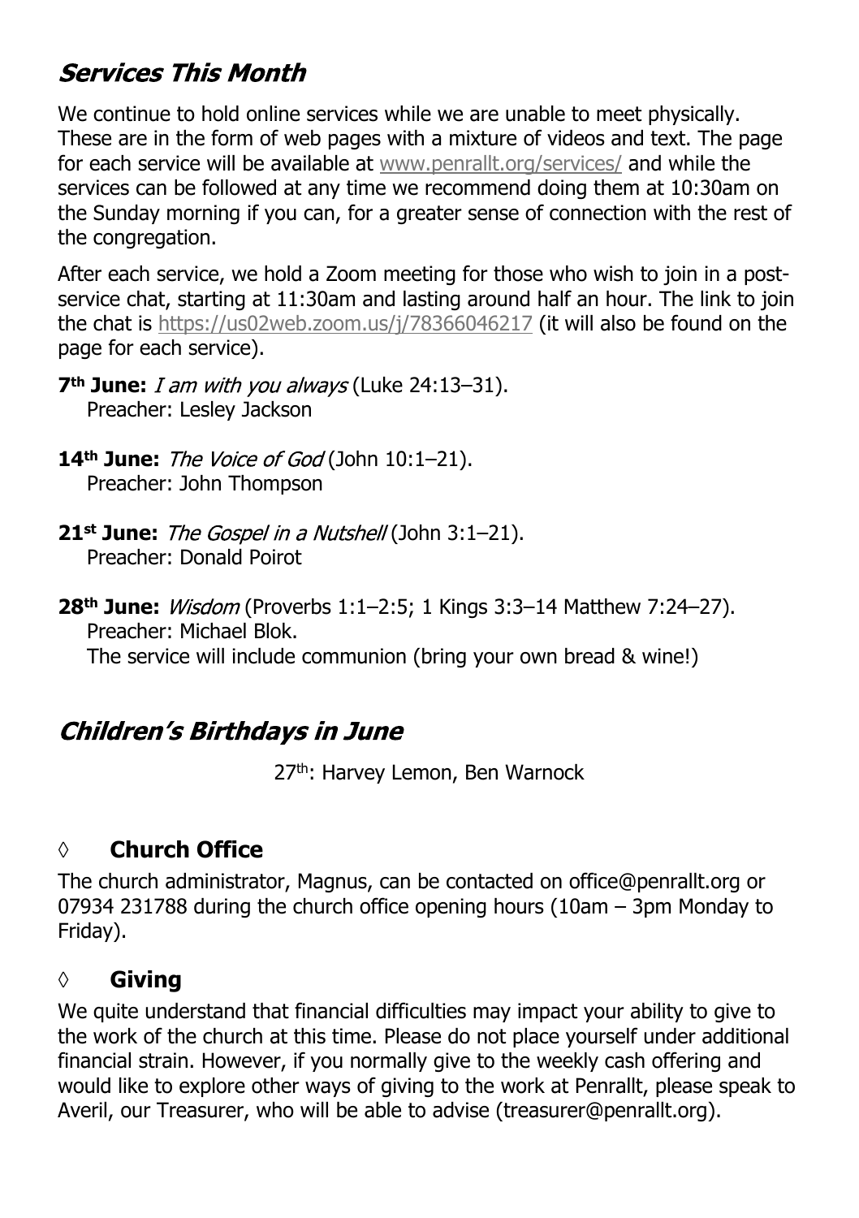## *Services This Month*

We continue to hold online services while we are unable to meet physically. These are in the form of web pages with a mixture of videos and text. The page for each service will be available at www.penrallt.org/services/ and while the services can be followed at any time we recommend doing them at 10:30am on the Sunday morning if you can, for a greater sense of connection with the rest of the congregation.

After each service, we hold a Zoom meeting for those who wish to join in a post-service chat, starting at 11:30am and lasting around half an hour. The link to join the chat is https://us02web.zoom.us/j/78366046217 (it will also be found on the page for each service).

**7th June:** *I am with you always* (Luke 24:13–31).
Preacher: Lesley Jackson

**14th June:** *The Voice of God* (John 10:1–21).
Preacher: John Thompson

**21st June:** *The Gospel in a Nutshell* (John 3:1–21).
Preacher: Donald Poirot

**28th June:** *Wisdom* (Proverbs 1:1–2:5; 1 Kings 3:3–14 Matthew 7:24–27).
Preacher: Michael Blok.
The service will include communion (bring your own bread & wine!)

## *Children's Birthdays in June*

27th: Harvey Lemon, Ben Warnock

### ◊ Church Office

The church administrator, Magnus, can be contacted on office@penrallt.org or 07934 231788 during the church office opening hours (10am – 3pm Monday to Friday).

### ◊ Giving

We quite understand that financial difficulties may impact your ability to give to the work of the church at this time. Please do not place yourself under additional financial strain. However, if you normally give to the weekly cash offering and would like to explore other ways of giving to the work at Penrallt, please speak to Averil, our Treasurer, who will be able to advise (treasurer@penrallt.org).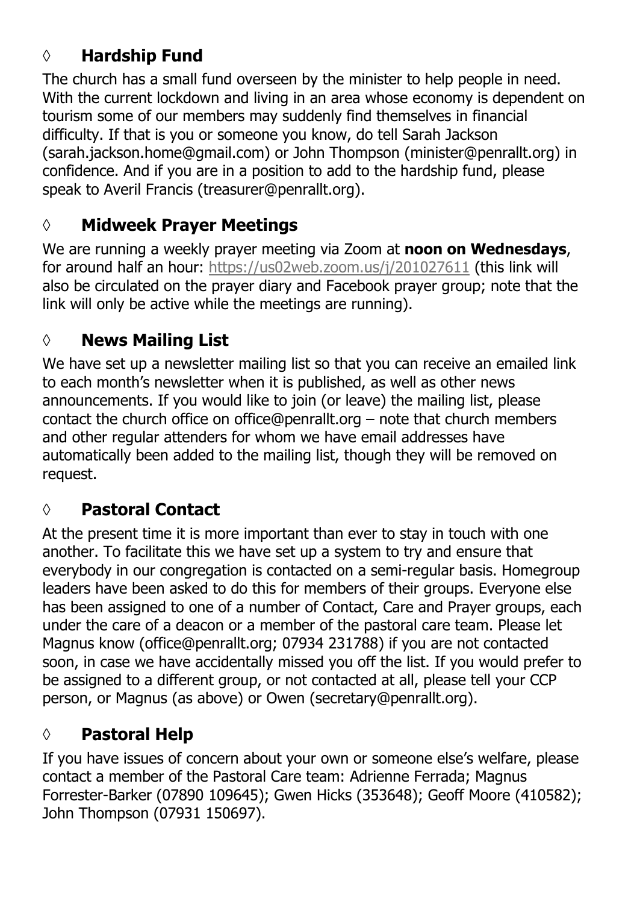## ◊ Hardship Fund

The church has a small fund overseen by the minister to help people in need. With the current lockdown and living in an area whose economy is dependent on tourism some of our members may suddenly find themselves in financial difficulty. If that is you or someone you know, do tell Sarah Jackson (sarah.jackson.home@gmail.com) or John Thompson (minister@penrallt.org) in confidence. And if you are in a position to add to the hardship fund, please speak to Averil Francis (treasurer@penrallt.org).

## ◊ Midweek Prayer Meetings

We are running a weekly prayer meeting via Zoom at **noon on Wednesdays**, for around half an hour: https://us02web.zoom.us/j/201027611 (this link will also be circulated on the prayer diary and Facebook prayer group; note that the link will only be active while the meetings are running).

## ◊ News Mailing List

We have set up a newsletter mailing list so that you can receive an emailed link to each month's newsletter when it is published, as well as other news announcements. If you would like to join (or leave) the mailing list, please contact the church office on office@penrallt.org – note that church members and other regular attenders for whom we have email addresses have automatically been added to the mailing list, though they will be removed on request.

## ◊ Pastoral Contact

At the present time it is more important than ever to stay in touch with one another. To facilitate this we have set up a system to try and ensure that everybody in our congregation is contacted on a semi-regular basis. Homegroup leaders have been asked to do this for members of their groups. Everyone else has been assigned to one of a number of Contact, Care and Prayer groups, each under the care of a deacon or a member of the pastoral care team. Please let Magnus know (office@penrallt.org; 07934 231788) if you are not contacted soon, in case we have accidentally missed you off the list. If you would prefer to be assigned to a different group, or not contacted at all, please tell your CCP person, or Magnus (as above) or Owen (secretary@penrallt.org).

## ◊ Pastoral Help

If you have issues of concern about your own or someone else's welfare, please contact a member of the Pastoral Care team: Adrienne Ferrada; Magnus Forrester-Barker (07890 109645); Gwen Hicks (353648); Geoff Moore (410582); John Thompson (07931 150697).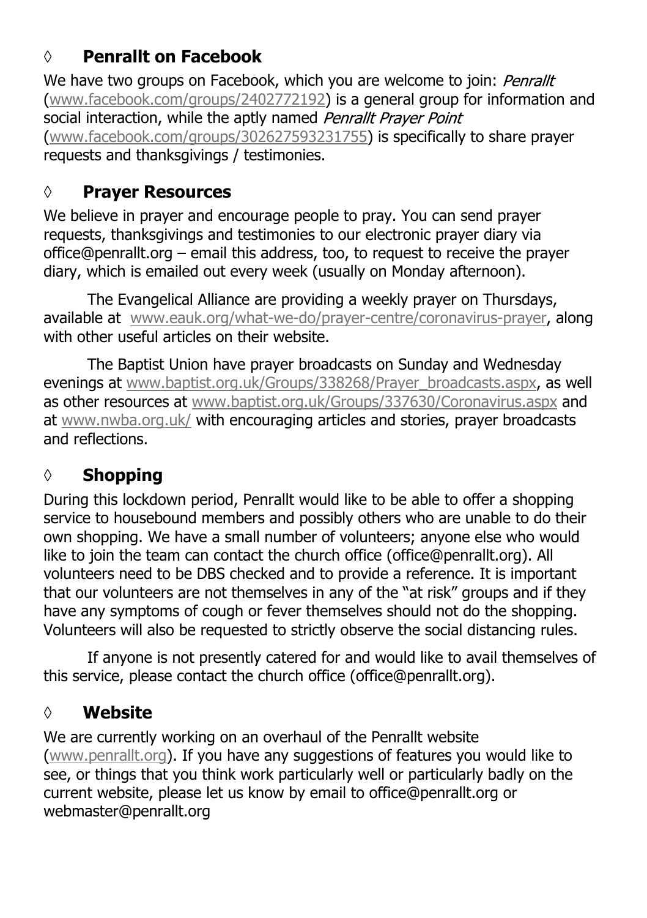## ◊ Penrallt on Facebook

We have two groups on Facebook, which you are welcome to join: *Penrallt* (www.facebook.com/groups/2402772192) is a general group for information and social interaction, while the aptly named *Penrallt Prayer Point* (www.facebook.com/groups/302627593231755) is specifically to share prayer requests and thanksgivings / testimonies.

## ◊ Prayer Resources

We believe in prayer and encourage people to pray. You can send prayer requests, thanksgivings and testimonies to our electronic prayer diary via office@penrallt.org – email this address, too, to request to receive the prayer diary, which is emailed out every week (usually on Monday afternoon).

The Evangelical Alliance are providing a weekly prayer on Thursdays, available at www.eauk.org/what-we-do/prayer-centre/coronavirus-prayer, along with other useful articles on their website.

The Baptist Union have prayer broadcasts on Sunday and Wednesday evenings at www.baptist.org.uk/Groups/338268/Prayer_broadcasts.aspx, as well as other resources at www.baptist.org.uk/Groups/337630/Coronavirus.aspx and at www.nwba.org.uk/ with encouraging articles and stories, prayer broadcasts and reflections.

## ◊ Shopping

During this lockdown period, Penrallt would like to be able to offer a shopping service to housebound members and possibly others who are unable to do their own shopping. We have a small number of volunteers; anyone else who would like to join the team can contact the church office (office@penrallt.org). All volunteers need to be DBS checked and to provide a reference. It is important that our volunteers are not themselves in any of the "at risk" groups and if they have any symptoms of cough or fever themselves should not do the shopping. Volunteers will also be requested to strictly observe the social distancing rules.

If anyone is not presently catered for and would like to avail themselves of this service, please contact the church office (office@penrallt.org).

## ◊ Website

We are currently working on an overhaul of the Penrallt website (www.penrallt.org). If you have any suggestions of features you would like to see, or things that you think work particularly well or particularly badly on the current website, please let us know by email to office@penrallt.org or webmaster@penrallt.org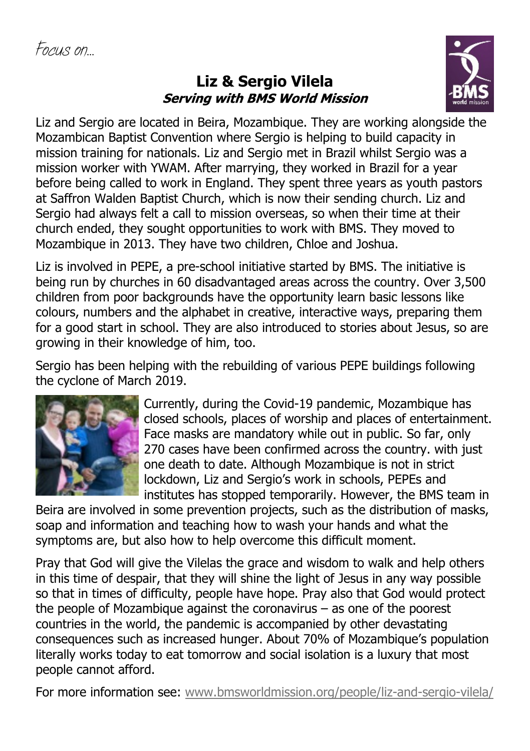*Focus on...*

# Liz & Sergio Vilela

### *Serving with BMS World Mission*

Liz and Sergio are located in Beira, Mozambique. They are working alongside the Mozambican Baptist Convention where Sergio is helping to build capacity in mission training for nationals. Liz and Sergio met in Brazil whilst Sergio was a mission worker with YWAM. After marrying, they worked in Brazil for a year before being called to work in England. They spent three years as youth pastors at Saffron Walden Baptist Church, which is now their sending church. Liz and Sergio had always felt a call to mission overseas, so when their time at their church ended, they sought opportunities to work with BMS. They moved to Mozambique in 2013. They have two children, Chloe and Joshua.

Liz is involved in PEPE, a pre-school initiative started by BMS. The initiative is being run by churches in 60 disadvantaged areas across the country. Over 3,500 children from poor backgrounds have the opportunity learn basic lessons like colours, numbers and the alphabet in creative, interactive ways, preparing them for a good start in school. They are also introduced to stories about Jesus, so are growing in their knowledge of him, too.

Sergio has been helping with the rebuilding of various PEPE buildings following the cyclone of March 2019.

Currently, during the Covid-19 pandemic, Mozambique has closed schools, places of worship and places of entertainment. Face masks are mandatory while out in public. So far, only 270 cases have been confirmed across the country. with just one death to date. Although Mozambique is not in strict lockdown, Liz and Sergio's work in schools, PEPEs and institutes has stopped temporarily. However, the BMS team in Beira are involved in some prevention projects, such as the distribution of masks, soap and information and teaching how to wash your hands and what the symptoms are, but also how to help overcome this difficult moment.

Pray that God will give the Vilelas the grace and wisdom to walk and help others in this time of despair, that they will shine the light of Jesus in any way possible so that in times of difficulty, people have hope. Pray also that God would protect the people of Mozambique against the coronavirus – as one of the poorest countries in the world, the pandemic is accompanied by other devastating consequences such as increased hunger. About 70% of Mozambique's population literally works today to eat tomorrow and social isolation is a luxury that most people cannot afford.

For more information see: www.bmsworldmission.org/people/liz-and-sergio-vilela/